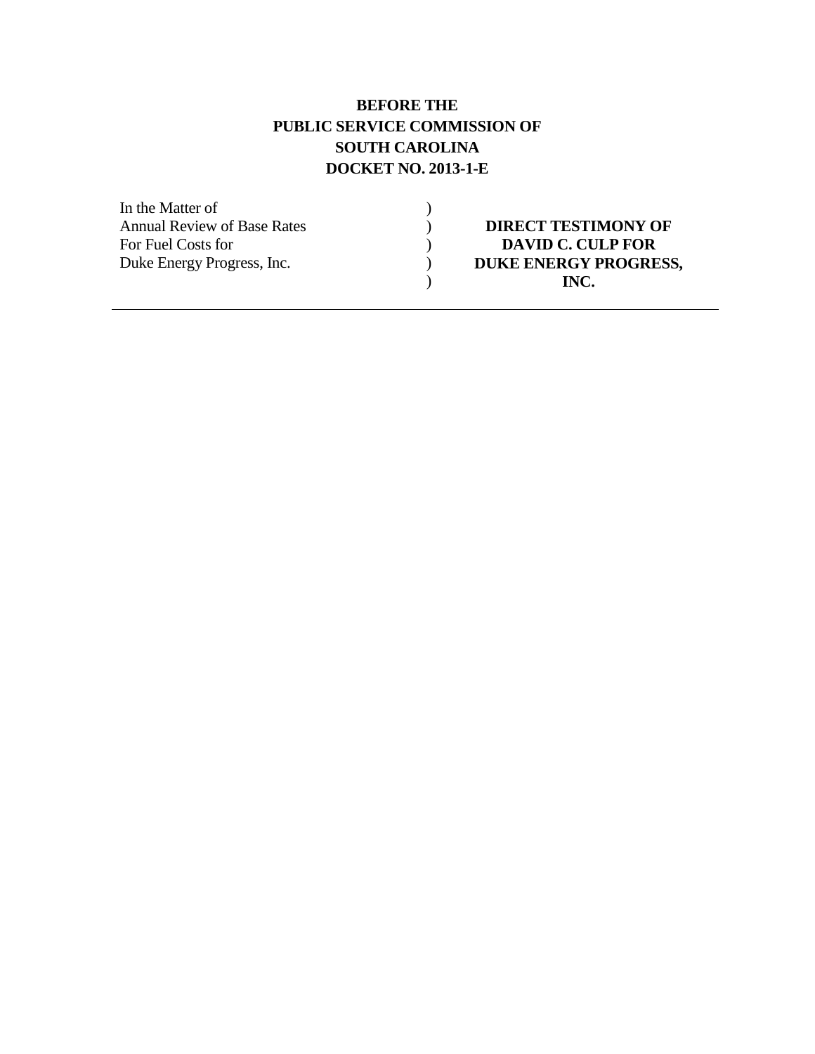**BEFORE THE**
**PUBLIC SERVICE COMMISSION OF**
**SOUTH CAROLINA**
**DOCKET NO. 2013-1-E**

| | | |
|---|---|---|
| In the Matter of | ) | |
| Annual Review of Base Rates | ) | **DIRECT TESTIMONY OF** |
| For Fuel Costs for | ) | **DAVID C. CULP FOR** |
| Duke Energy Progress, Inc. | ) | **DUKE ENERGY PROGRESS,** |
| | ) | **INC.** |

---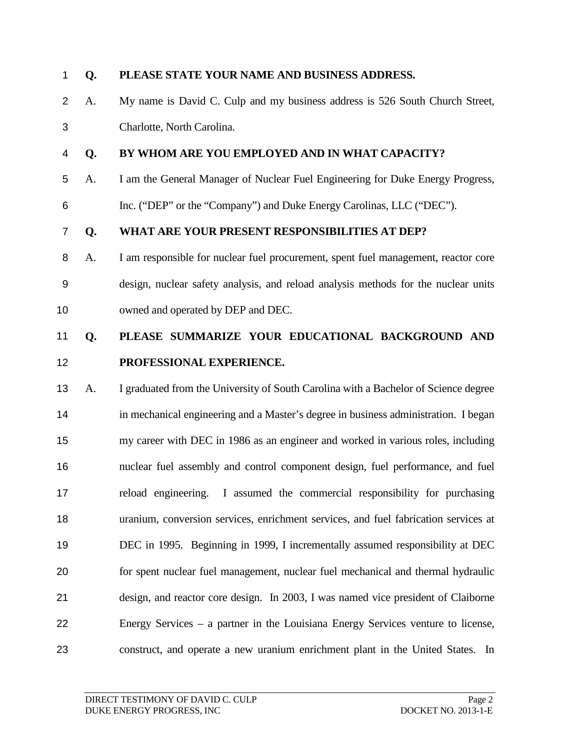**Q. PLEASE STATE YOUR NAME AND BUSINESS ADDRESS.**

A. My name is David C. Culp and my business address is 526 South Church Street, Charlotte, North Carolina.

**Q. BY WHOM ARE YOU EMPLOYED AND IN WHAT CAPACITY?**

A. I am the General Manager of Nuclear Fuel Engineering for Duke Energy Progress, Inc. ("DEP" or the "Company") and Duke Energy Carolinas, LLC ("DEC").

**Q. WHAT ARE YOUR PRESENT RESPONSIBILITIES AT DEP?**

A. I am responsible for nuclear fuel procurement, spent fuel management, reactor core design, nuclear safety analysis, and reload analysis methods for the nuclear units owned and operated by DEP and DEC.

**Q. PLEASE SUMMARIZE YOUR EDUCATIONAL BACKGROUND AND PROFESSIONAL EXPERIENCE.**

A. I graduated from the University of South Carolina with a Bachelor of Science degree in mechanical engineering and a Master's degree in business administration. I began my career with DEC in 1986 as an engineer and worked in various roles, including nuclear fuel assembly and control component design, fuel performance, and fuel reload engineering. I assumed the commercial responsibility for purchasing uranium, conversion services, enrichment services, and fuel fabrication services at DEC in 1995. Beginning in 1999, I incrementally assumed responsibility at DEC for spent nuclear fuel management, nuclear fuel mechanical and thermal hydraulic design, and reactor core design. In 2003, I was named vice president of Claiborne Energy Services – a partner in the Louisiana Energy Services venture to license, construct, and operate a new uranium enrichment plant in the United States. In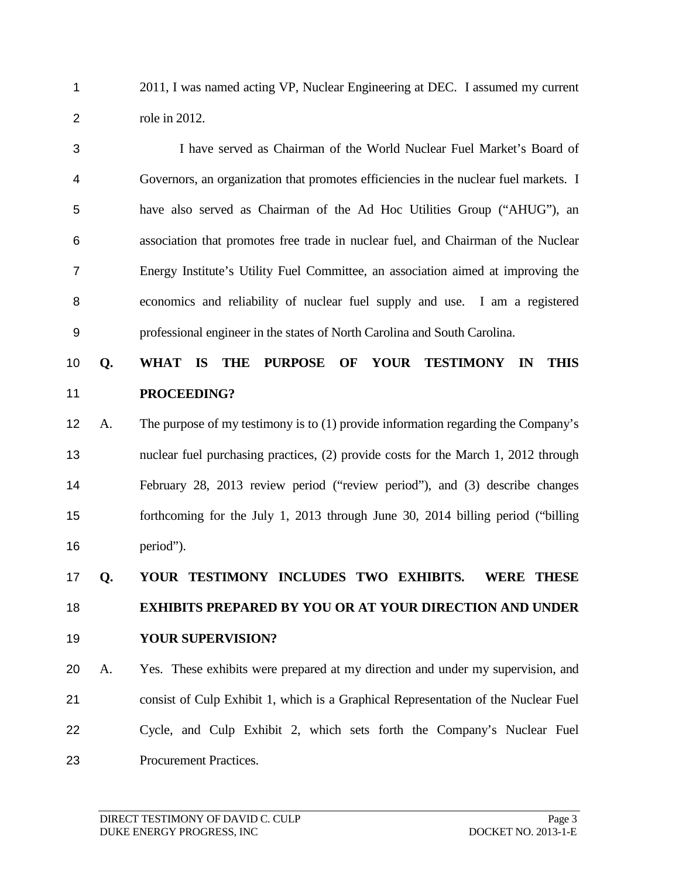2011, I was named acting VP, Nuclear Engineering at DEC. I assumed my current role in 2012.

I have served as Chairman of the World Nuclear Fuel Market's Board of Governors, an organization that promotes efficiencies in the nuclear fuel markets. I have also served as Chairman of the Ad Hoc Utilities Group ("AHUG"), an association that promotes free trade in nuclear fuel, and Chairman of the Nuclear Energy Institute's Utility Fuel Committee, an association aimed at improving the economics and reliability of nuclear fuel supply and use. I am a registered professional engineer in the states of North Carolina and South Carolina.

**Q. WHAT IS THE PURPOSE OF YOUR TESTIMONY IN THIS PROCEEDING?**

A. The purpose of my testimony is to (1) provide information regarding the Company's nuclear fuel purchasing practices, (2) provide costs for the March 1, 2012 through February 28, 2013 review period ("review period"), and (3) describe changes forthcoming for the July 1, 2013 through June 30, 2014 billing period ("billing period").

**Q. YOUR TESTIMONY INCLUDES TWO EXHIBITS. WERE THESE EXHIBITS PREPARED BY YOU OR AT YOUR DIRECTION AND UNDER YOUR SUPERVISION?**

A. Yes. These exhibits were prepared at my direction and under my supervision, and consist of Culp Exhibit 1, which is a Graphical Representation of the Nuclear Fuel Cycle, and Culp Exhibit 2, which sets forth the Company's Nuclear Fuel Procurement Practices.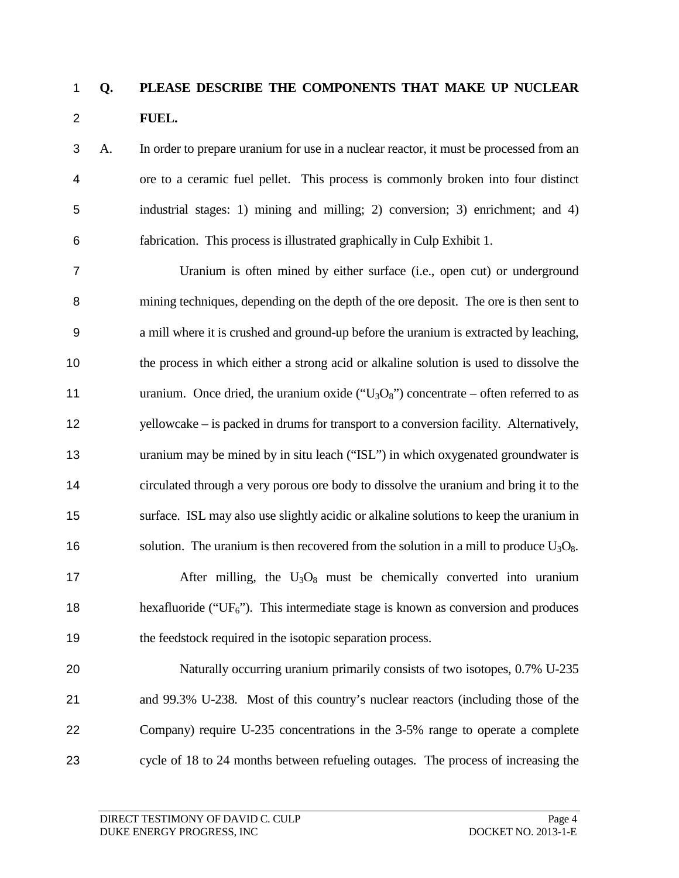**Q. PLEASE DESCRIBE THE COMPONENTS THAT MAKE UP NUCLEAR FUEL.**

A. In order to prepare uranium for use in a nuclear reactor, it must be processed from an ore to a ceramic fuel pellet. This process is commonly broken into four distinct industrial stages: 1) mining and milling; 2) conversion; 3) enrichment; and 4) fabrication. This process is illustrated graphically in Culp Exhibit 1.

Uranium is often mined by either surface (i.e., open cut) or underground mining techniques, depending on the depth of the ore deposit. The ore is then sent to a mill where it is crushed and ground-up before the uranium is extracted by leaching, the process in which either a strong acid or alkaline solution is used to dissolve the uranium. Once dried, the uranium oxide ("$U_3O_8$") concentrate – often referred to as yellowcake – is packed in drums for transport to a conversion facility. Alternatively, uranium may be mined by in situ leach ("ISL") in which oxygenated groundwater is circulated through a very porous ore body to dissolve the uranium and bring it to the surface. ISL may also use slightly acidic or alkaline solutions to keep the uranium in solution. The uranium is then recovered from the solution in a mill to produce $U_3O_8$.

After milling, the $U_3O_8$ must be chemically converted into uranium hexafluoride ("$UF_6$"). This intermediate stage is known as conversion and produces the feedstock required in the isotopic separation process.

Naturally occurring uranium primarily consists of two isotopes, 0.7% U-235 and 99.3% U-238. Most of this country's nuclear reactors (including those of the Company) require U-235 concentrations in the 3-5% range to operate a complete cycle of 18 to 24 months between refueling outages. The process of increasing the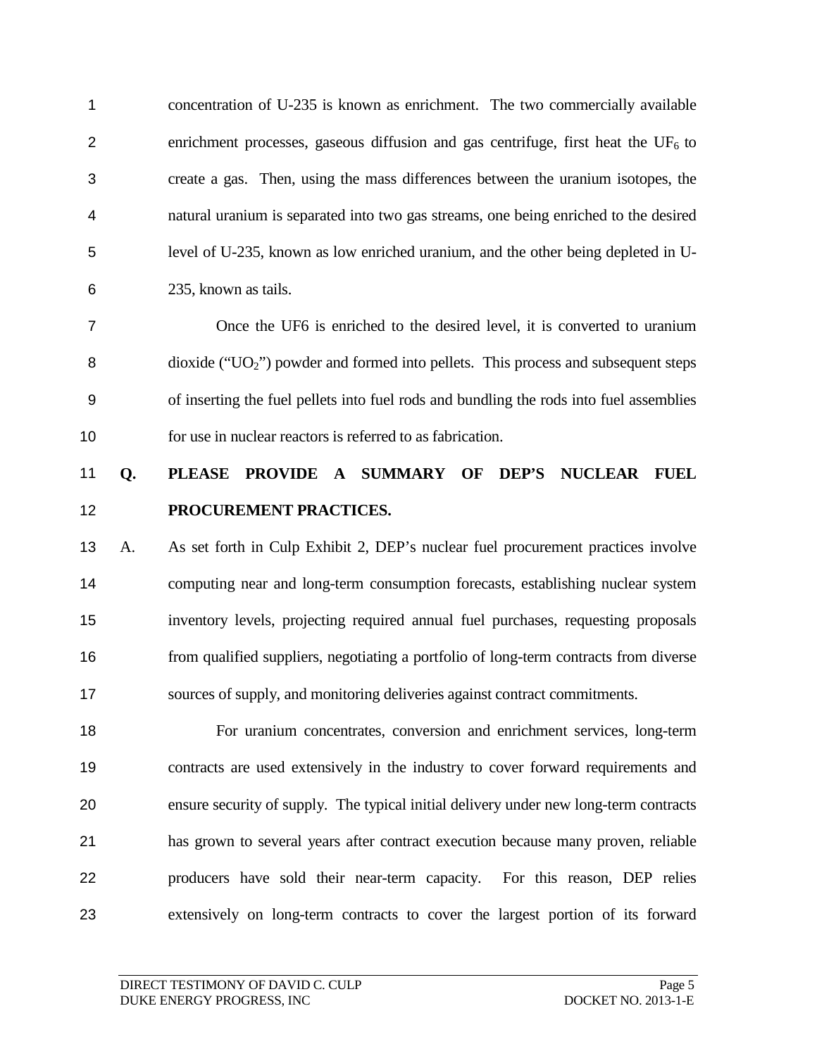concentration of U-235 is known as enrichment. The two commercially available enrichment processes, gaseous diffusion and gas centrifuge, first heat the $UF_6$ to create a gas. Then, using the mass differences between the uranium isotopes, the natural uranium is separated into two gas streams, one being enriched to the desired level of U-235, known as low enriched uranium, and the other being depleted in U-235, known as tails.

Once the UF6 is enriched to the desired level, it is converted to uranium dioxide ("$UO_2$") powder and formed into pellets. This process and subsequent steps of inserting the fuel pellets into fuel rods and bundling the rods into fuel assemblies for use in nuclear reactors is referred to as fabrication.

**Q. PLEASE PROVIDE A SUMMARY OF DEP'S NUCLEAR FUEL PROCUREMENT PRACTICES.**

A. As set forth in Culp Exhibit 2, DEP's nuclear fuel procurement practices involve computing near and long-term consumption forecasts, establishing nuclear system inventory levels, projecting required annual fuel purchases, requesting proposals from qualified suppliers, negotiating a portfolio of long-term contracts from diverse sources of supply, and monitoring deliveries against contract commitments.

For uranium concentrates, conversion and enrichment services, long-term contracts are used extensively in the industry to cover forward requirements and ensure security of supply. The typical initial delivery under new long-term contracts has grown to several years after contract execution because many proven, reliable producers have sold their near-term capacity. For this reason, DEP relies extensively on long-term contracts to cover the largest portion of its forward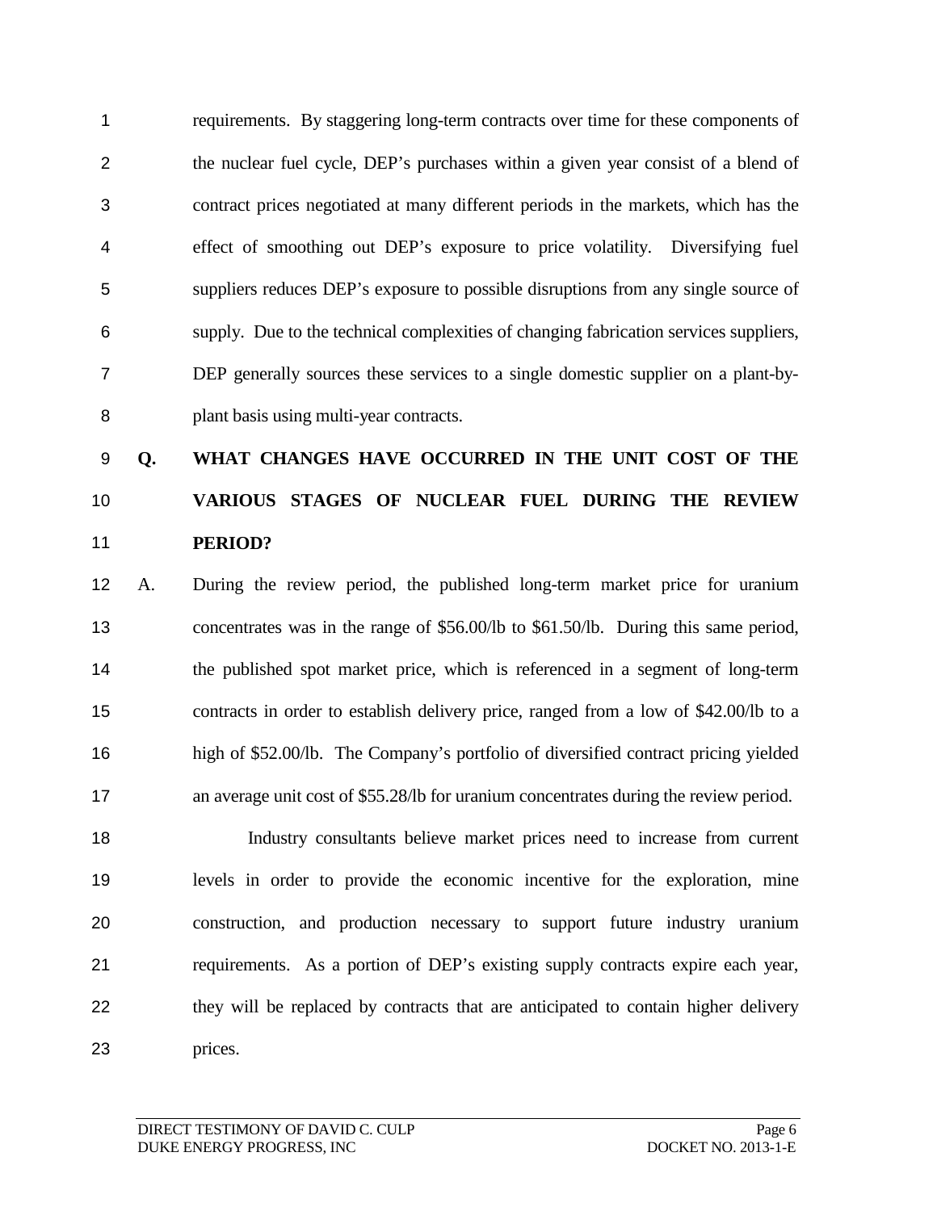requirements. By staggering long-term contracts over time for these components of the nuclear fuel cycle, DEP's purchases within a given year consist of a blend of contract prices negotiated at many different periods in the markets, which has the effect of smoothing out DEP's exposure to price volatility. Diversifying fuel suppliers reduces DEP's exposure to possible disruptions from any single source of supply. Due to the technical complexities of changing fabrication services suppliers, DEP generally sources these services to a single domestic supplier on a plant-by-plant basis using multi-year contracts.

**Q. WHAT CHANGES HAVE OCCURRED IN THE UNIT COST OF THE VARIOUS STAGES OF NUCLEAR FUEL DURING THE REVIEW PERIOD?**

A. During the review period, the published long-term market price for uranium concentrates was in the range of $56.00/lb to $61.50/lb. During this same period, the published spot market price, which is referenced in a segment of long-term contracts in order to establish delivery price, ranged from a low of $42.00/lb to a high of $52.00/lb. The Company's portfolio of diversified contract pricing yielded an average unit cost of $55.28/lb for uranium concentrates during the review period.

Industry consultants believe market prices need to increase from current levels in order to provide the economic incentive for the exploration, mine construction, and production necessary to support future industry uranium requirements. As a portion of DEP's existing supply contracts expire each year, they will be replaced by contracts that are anticipated to contain higher delivery prices.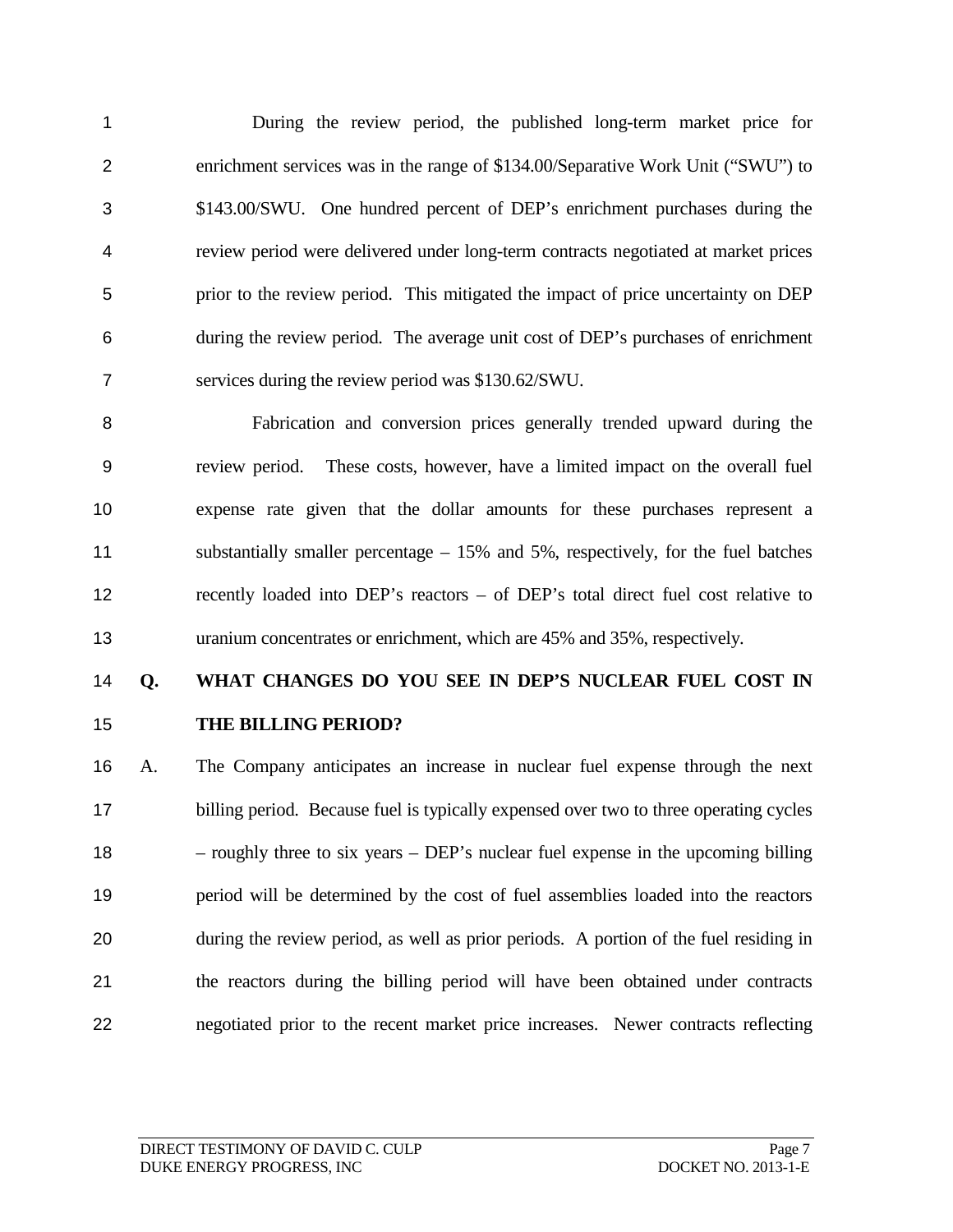During the review period, the published long-term market price for enrichment services was in the range of $134.00/Separative Work Unit ("SWU") to $143.00/SWU. One hundred percent of DEP's enrichment purchases during the review period were delivered under long-term contracts negotiated at market prices prior to the review period. This mitigated the impact of price uncertainty on DEP during the review period. The average unit cost of DEP's purchases of enrichment services during the review period was $130.62/SWU.

Fabrication and conversion prices generally trended upward during the review period. These costs, however, have a limited impact on the overall fuel expense rate given that the dollar amounts for these purchases represent a substantially smaller percentage – 15% and 5%, respectively, for the fuel batches recently loaded into DEP's reactors – of DEP's total direct fuel cost relative to uranium concentrates or enrichment, which are 45% and 35%, respectively.

**Q. WHAT CHANGES DO YOU SEE IN DEP'S NUCLEAR FUEL COST IN THE BILLING PERIOD?**

A. The Company anticipates an increase in nuclear fuel expense through the next billing period. Because fuel is typically expensed over two to three operating cycles – roughly three to six years – DEP's nuclear fuel expense in the upcoming billing period will be determined by the cost of fuel assemblies loaded into the reactors during the review period, as well as prior periods. A portion of the fuel residing in the reactors during the billing period will have been obtained under contracts negotiated prior to the recent market price increases. Newer contracts reflecting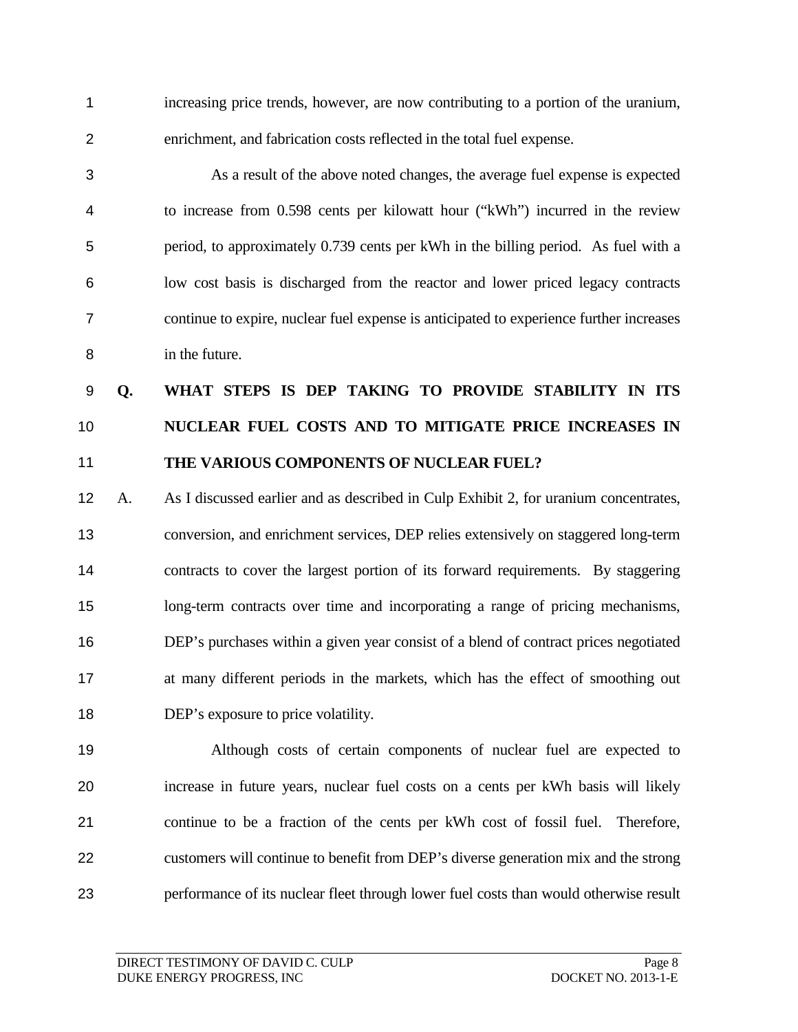increasing price trends, however, are now contributing to a portion of the uranium, enrichment, and fabrication costs reflected in the total fuel expense.

As a result of the above noted changes, the average fuel expense is expected to increase from 0.598 cents per kilowatt hour ("kWh") incurred in the review period, to approximately 0.739 cents per kWh in the billing period. As fuel with a low cost basis is discharged from the reactor and lower priced legacy contracts continue to expire, nuclear fuel expense is anticipated to experience further increases in the future.

**Q. WHAT STEPS IS DEP TAKING TO PROVIDE STABILITY IN ITS NUCLEAR FUEL COSTS AND TO MITIGATE PRICE INCREASES IN THE VARIOUS COMPONENTS OF NUCLEAR FUEL?**

A. As I discussed earlier and as described in Culp Exhibit 2, for uranium concentrates, conversion, and enrichment services, DEP relies extensively on staggered long-term contracts to cover the largest portion of its forward requirements. By staggering long-term contracts over time and incorporating a range of pricing mechanisms, DEP's purchases within a given year consist of a blend of contract prices negotiated at many different periods in the markets, which has the effect of smoothing out DEP's exposure to price volatility.

Although costs of certain components of nuclear fuel are expected to increase in future years, nuclear fuel costs on a cents per kWh basis will likely continue to be a fraction of the cents per kWh cost of fossil fuel. Therefore, customers will continue to benefit from DEP's diverse generation mix and the strong performance of its nuclear fleet through lower fuel costs than would otherwise result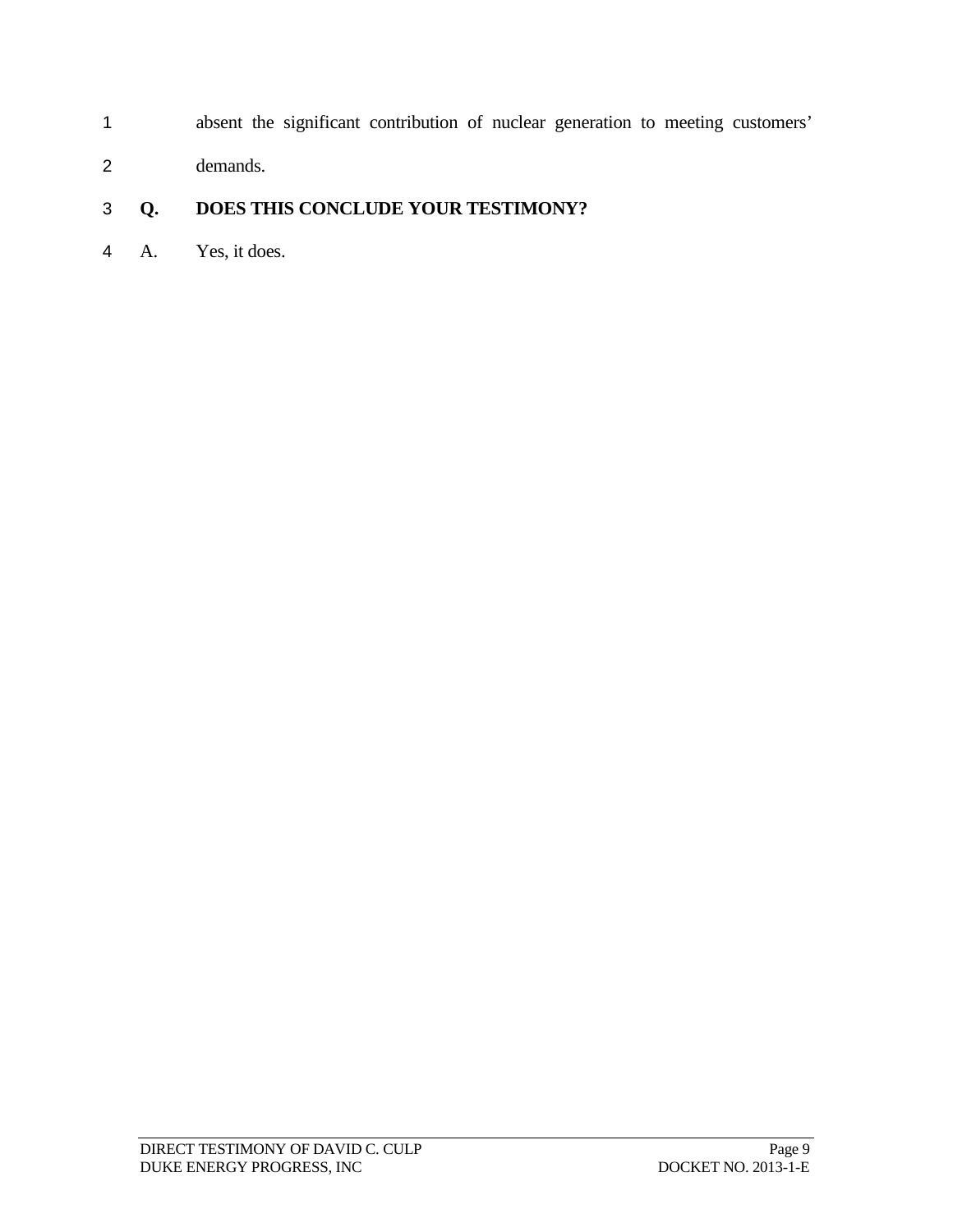absent the significant contribution of nuclear generation to meeting customers' demands.

**Q. DOES THIS CONCLUDE YOUR TESTIMONY?**

A. Yes, it does.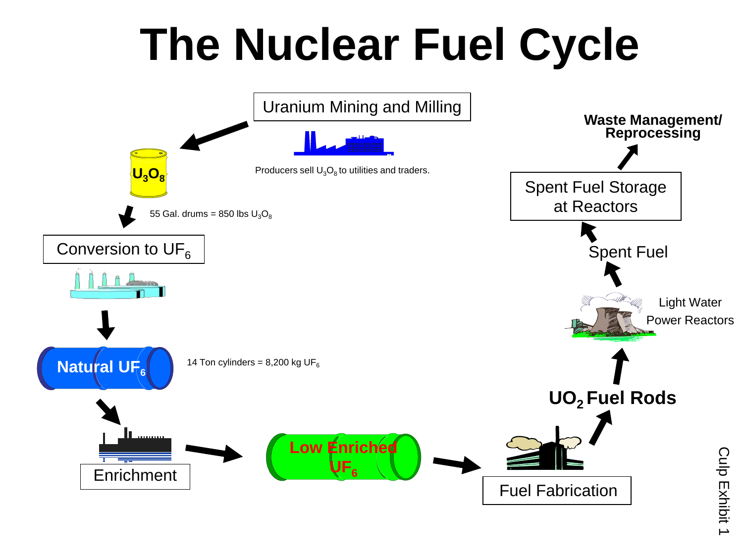# The Nuclear Fuel Cycle

Uranium Mining and Milling

Producers sell $U_3O_8$ to utilities and traders.

$U_3O_8$

55 Gal. drums = 850 lbs $U_3O_8$

Conversion to $UF_6$

Natural $UF_6$

14 Ton cylinders = 8,200 kg $UF_6$

Enrichment

Low Enriched $UF_6$

Fuel Fabrication

$UO_2$ Fuel Rods

Light Water Power Reactors

Spent Fuel

Spent Fuel Storage at Reactors

**Waste Management/ Reprocessing**

Culp Exhibit 1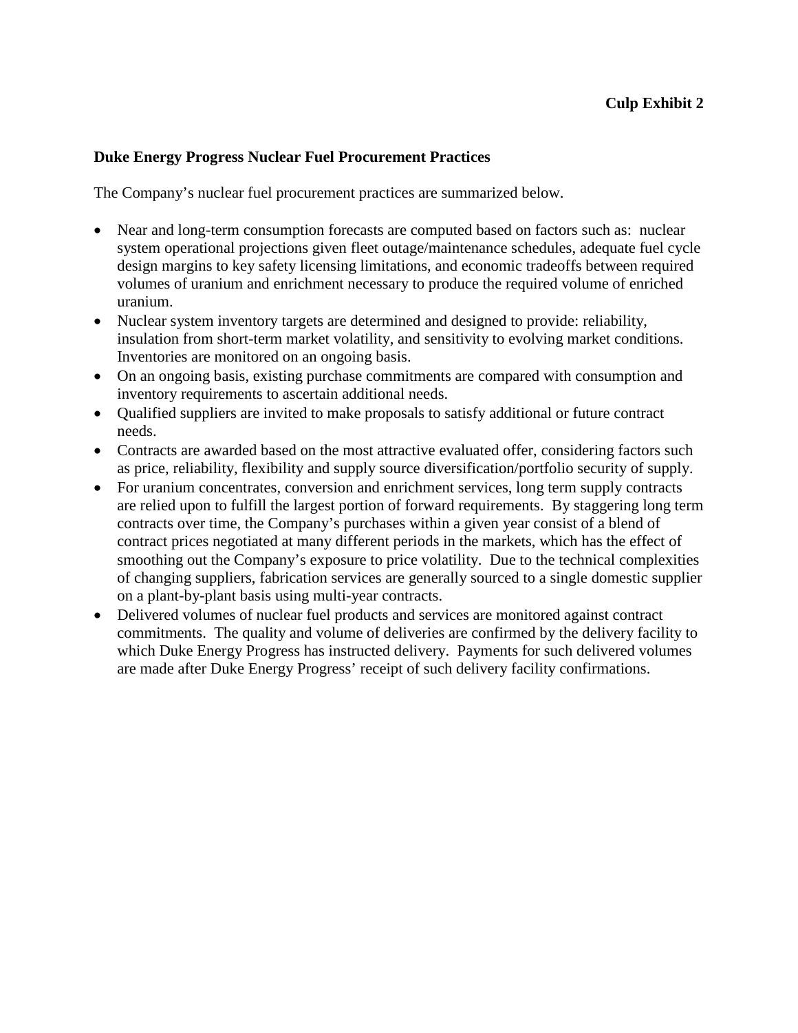**Culp Exhibit 2**

**Duke Energy Progress Nuclear Fuel Procurement Practices**

The Company's nuclear fuel procurement practices are summarized below.

- Near and long-term consumption forecasts are computed based on factors such as: nuclear system operational projections given fleet outage/maintenance schedules, adequate fuel cycle design margins to key safety licensing limitations, and economic tradeoffs between required volumes of uranium and enrichment necessary to produce the required volume of enriched uranium.
- Nuclear system inventory targets are determined and designed to provide: reliability, insulation from short-term market volatility, and sensitivity to evolving market conditions. Inventories are monitored on an ongoing basis.
- On an ongoing basis, existing purchase commitments are compared with consumption and inventory requirements to ascertain additional needs.
- Qualified suppliers are invited to make proposals to satisfy additional or future contract needs.
- Contracts are awarded based on the most attractive evaluated offer, considering factors such as price, reliability, flexibility and supply source diversification/portfolio security of supply.
- For uranium concentrates, conversion and enrichment services, long term supply contracts are relied upon to fulfill the largest portion of forward requirements. By staggering long term contracts over time, the Company's purchases within a given year consist of a blend of contract prices negotiated at many different periods in the markets, which has the effect of smoothing out the Company's exposure to price volatility. Due to the technical complexities of changing suppliers, fabrication services are generally sourced to a single domestic supplier on a plant-by-plant basis using multi-year contracts.
- Delivered volumes of nuclear fuel products and services are monitored against contract commitments. The quality and volume of deliveries are confirmed by the delivery facility to which Duke Energy Progress has instructed delivery. Payments for such delivered volumes are made after Duke Energy Progress' receipt of such delivery facility confirmations.